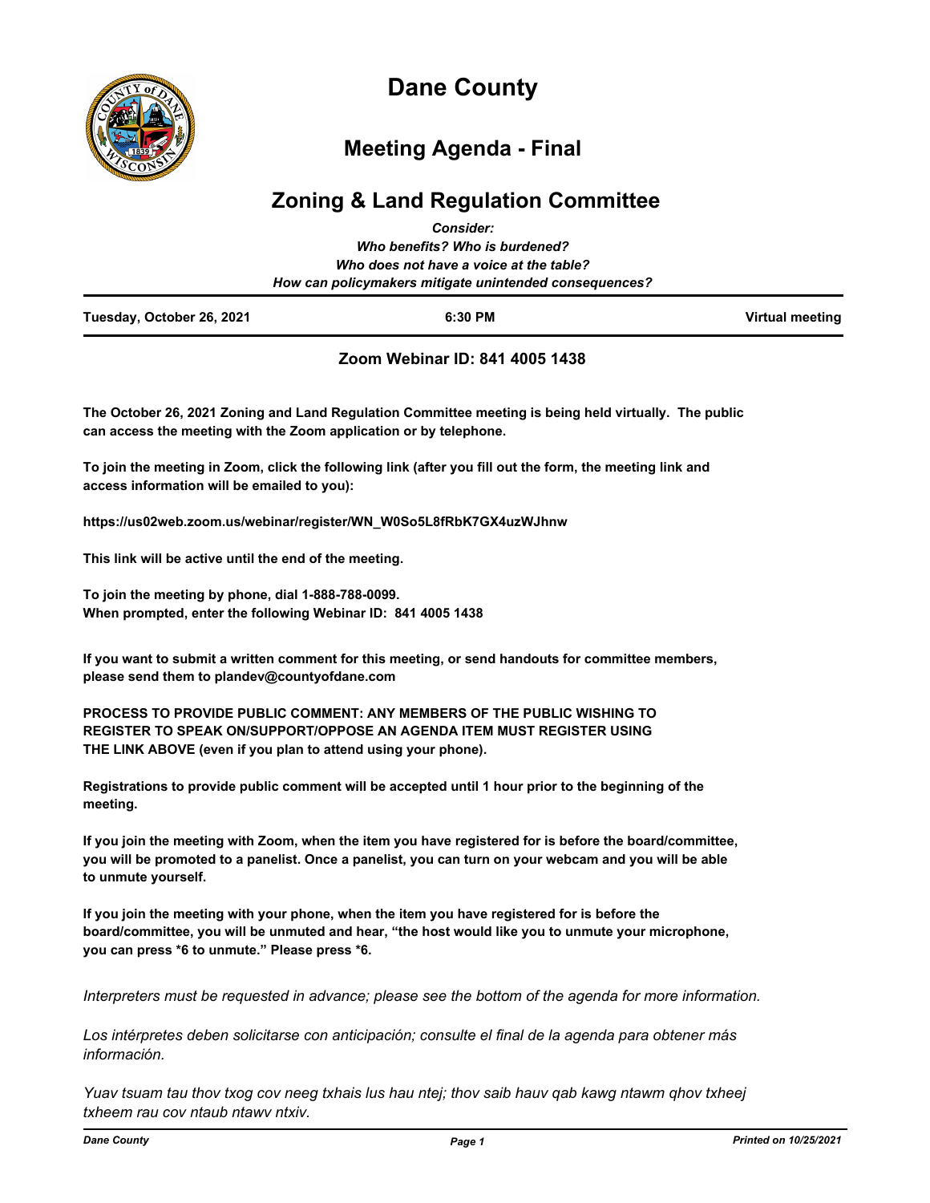# Dane County

## Meeting Agenda - Final

## Zoning & Land Regulation Committee

***Consider:***
***Who benefits? Who is burdened?***
***Who does not have a voice at the table?***
***How can policymakers mitigate unintended consequences?***

| Tuesday, October 26, 2021 | 6:30 PM | Virtual meeting |
|---|---|---|

### Zoom Webinar ID: 841 4005 1438

**The October 26, 2021 Zoning and Land Regulation Committee meeting is being held virtually. The public can access the meeting with the Zoom application or by telephone.**

**To join the meeting in Zoom, click the following link (after you fill out the form, the meeting link and access information will be emailed to you):**

**https://us02web.zoom.us/webinar/register/WN_W0So5L8fRbK7GX4uzWJhnw**

**This link will be active until the end of the meeting.**

**To join the meeting by phone, dial 1-888-788-0099.**
**When prompted, enter the following Webinar ID: 841 4005 1438**

**If you want to submit a written comment for this meeting, or send handouts for committee members, please send them to plandev@countyofdane.com**

**PROCESS TO PROVIDE PUBLIC COMMENT: ANY MEMBERS OF THE PUBLIC WISHING TO REGISTER TO SPEAK ON/SUPPORT/OPPOSE AN AGENDA ITEM MUST REGISTER USING THE LINK ABOVE (even if you plan to attend using your phone).**

**Registrations to provide public comment will be accepted until 1 hour prior to the beginning of the meeting.**

**If you join the meeting with Zoom, when the item you have registered for is before the board/committee, you will be promoted to a panelist. Once a panelist, you can turn on your webcam and you will be able to unmute yourself.**

**If you join the meeting with your phone, when the item you have registered for is before the board/committee, you will be unmuted and hear, "the host would like you to unmute your microphone, you can press *6 to unmute." Please press *6.**

*Interpreters must be requested in advance; please see the bottom of the agenda for more information.*

*Los intérpretes deben solicitarse con anticipación; consulte el final de la agenda para obtener más información.*

*Yuav tsuam tau thov txog cov neeg txhais lus hau ntej; thov saib hauv qab kawg ntawm qhov txheej txheem rau cov ntaub ntawv ntxiv.*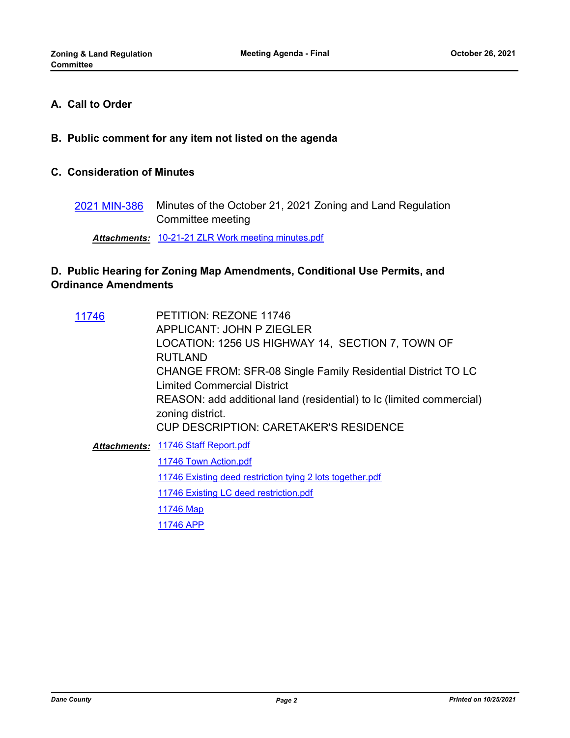## A. Call to Order

## B. Public comment for any item not listed on the agenda

## C. Consideration of Minutes

2021 MIN-386 Minutes of the October 21, 2021 Zoning and Land Regulation Committee meeting

***Attachments:*** 10-21-21 ZLR Work meeting minutes.pdf

## D. Public Hearing for Zoning Map Amendments, Conditional Use Permits, and Ordinance Amendments

11746

PETITION: REZONE 11746
APPLICANT: JOHN P ZIEGLER
LOCATION: 1256 US HIGHWAY 14, SECTION 7, TOWN OF RUTLAND
CHANGE FROM: SFR-08 Single Family Residential District TO LC Limited Commercial District
REASON: add additional land (residential) to lc (limited commercial) zoning district.
CUP DESCRIPTION: CARETAKER'S RESIDENCE

***Attachments:***
- 11746 Staff Report.pdf
- 11746 Town Action.pdf
- 11746 Existing deed restriction tying 2 lots together.pdf
- 11746 Existing LC deed restriction.pdf
- 11746 Map
- 11746 APP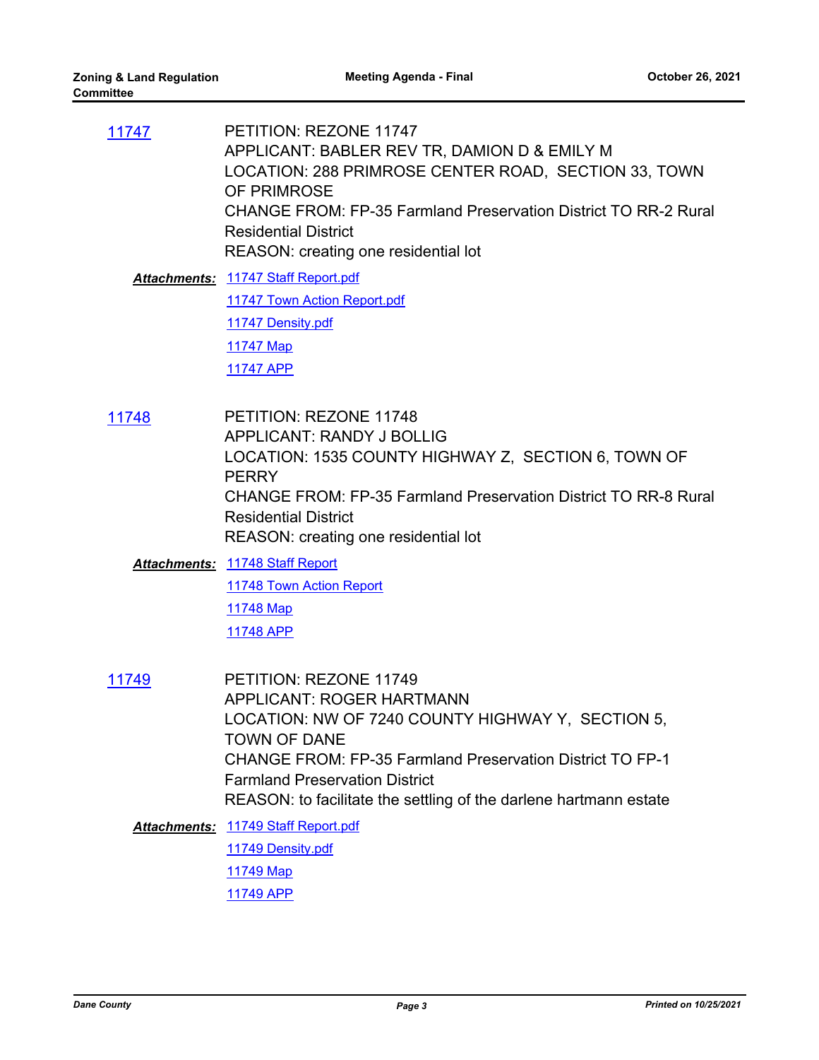11747

PETITION: REZONE 11747
APPLICANT: BABLER REV TR, DAMION D & EMILY M
LOCATION: 288 PRIMROSE CENTER ROAD, SECTION 33, TOWN OF PRIMROSE
CHANGE FROM: FP-35 Farmland Preservation District TO RR-2 Rural Residential District
REASON: creating one residential lot

***Attachments:*** 11747 Staff Report.pdf
11747 Town Action Report.pdf
11747 Density.pdf
11747 Map
11747 APP

11748

PETITION: REZONE 11748
APPLICANT: RANDY J BOLLIG
LOCATION: 1535 COUNTY HIGHWAY Z, SECTION 6, TOWN OF PERRY
CHANGE FROM: FP-35 Farmland Preservation District TO RR-8 Rural Residential District
REASON: creating one residential lot

***Attachments:*** 11748 Staff Report
11748 Town Action Report
11748 Map
11748 APP

11749

PETITION: REZONE 11749
APPLICANT: ROGER HARTMANN
LOCATION: NW OF 7240 COUNTY HIGHWAY Y, SECTION 5, TOWN OF DANE
CHANGE FROM: FP-35 Farmland Preservation District TO FP-1 Farmland Preservation District
REASON: to facilitate the settling of the darlene hartmann estate

***Attachments:*** 11749 Staff Report.pdf
11749 Density.pdf
11749 Map
11749 APP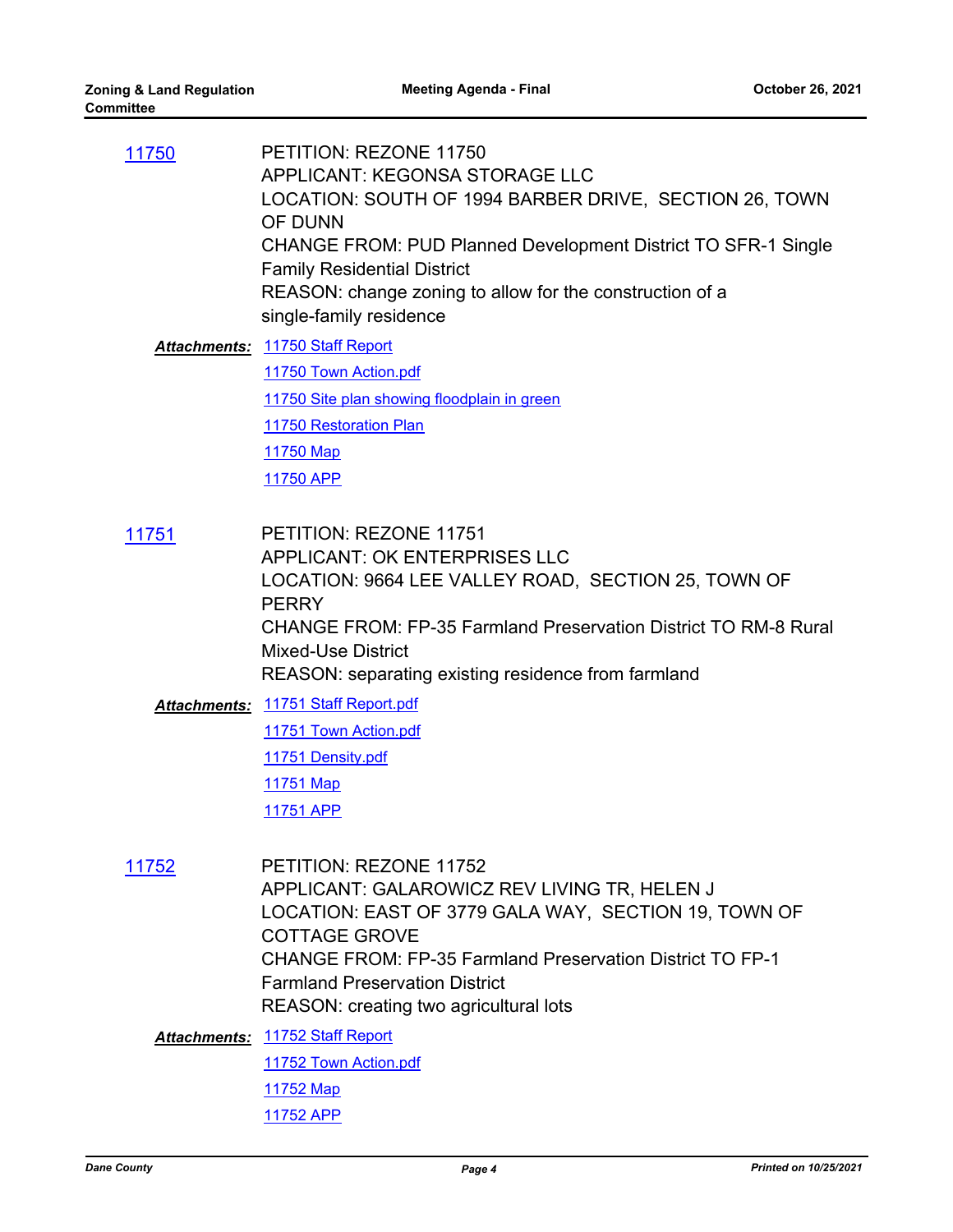11750

PETITION: REZONE 11750
APPLICANT: KEGONSA STORAGE LLC
LOCATION: SOUTH OF 1994 BARBER DRIVE, SECTION 26, TOWN OF DUNN
CHANGE FROM: PUD Planned Development District TO SFR-1 Single Family Residential District
REASON: change zoning to allow for the construction of a single-family residence

***Attachments:***
11750 Staff Report
11750 Town Action.pdf
11750 Site plan showing floodplain in green
11750 Restoration Plan
11750 Map
11750 APP

11751

PETITION: REZONE 11751
APPLICANT: OK ENTERPRISES LLC
LOCATION: 9664 LEE VALLEY ROAD, SECTION 25, TOWN OF PERRY
CHANGE FROM: FP-35 Farmland Preservation District TO RM-8 Rural Mixed-Use District
REASON: separating existing residence from farmland

***Attachments:***
11751 Staff Report.pdf
11751 Town Action.pdf
11751 Density.pdf
11751 Map
11751 APP

11752

PETITION: REZONE 11752
APPLICANT: GALAROWICZ REV LIVING TR, HELEN J
LOCATION: EAST OF 3779 GALA WAY, SECTION 19, TOWN OF COTTAGE GROVE
CHANGE FROM: FP-35 Farmland Preservation District TO FP-1 Farmland Preservation District
REASON: creating two agricultural lots

***Attachments:***
11752 Staff Report
11752 Town Action.pdf
11752 Map
11752 APP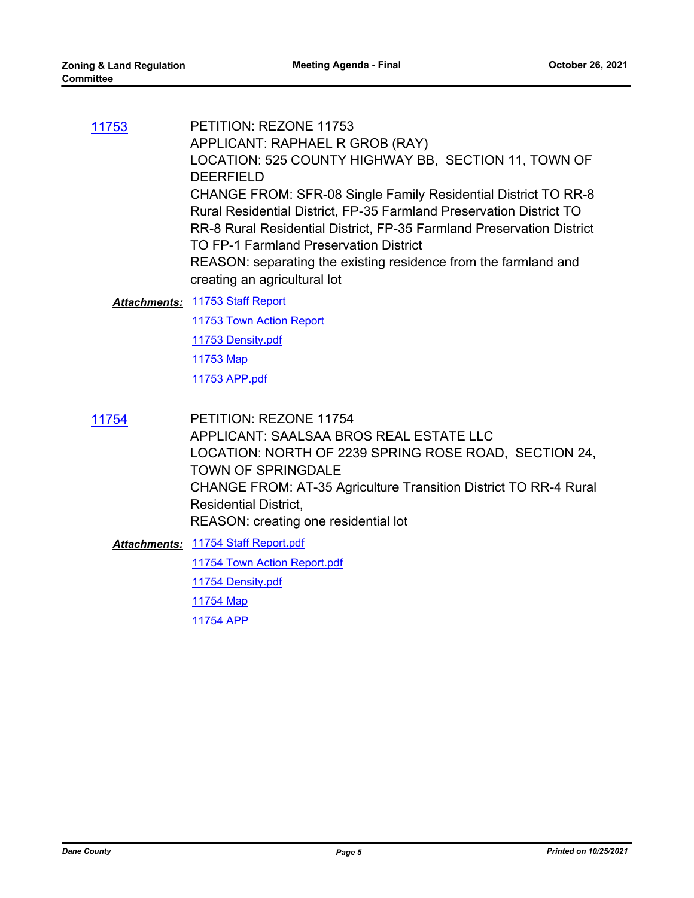11753 PETITION: REZONE 11753
APPLICANT: RAPHAEL R GROB (RAY)
LOCATION: 525 COUNTY HIGHWAY BB, SECTION 11, TOWN OF DEERFIELD
CHANGE FROM: SFR-08 Single Family Residential District TO RR-8 Rural Residential District, FP-35 Farmland Preservation District TO RR-8 Rural Residential District, FP-35 Farmland Preservation District TO FP-1 Farmland Preservation District
REASON: separating the existing residence from the farmland and creating an agricultural lot

***Attachments:*** 11753 Staff Report
11753 Town Action Report
11753 Density.pdf
11753 Map
11753 APP.pdf

11754 PETITION: REZONE 11754
APPLICANT: SAALSAA BROS REAL ESTATE LLC
LOCATION: NORTH OF 2239 SPRING ROSE ROAD, SECTION 24, TOWN OF SPRINGDALE
CHANGE FROM: AT-35 Agriculture Transition District TO RR-4 Rural Residential District,
REASON: creating one residential lot

***Attachments:*** 11754 Staff Report.pdf
11754 Town Action Report.pdf
11754 Density.pdf
11754 Map
11754 APP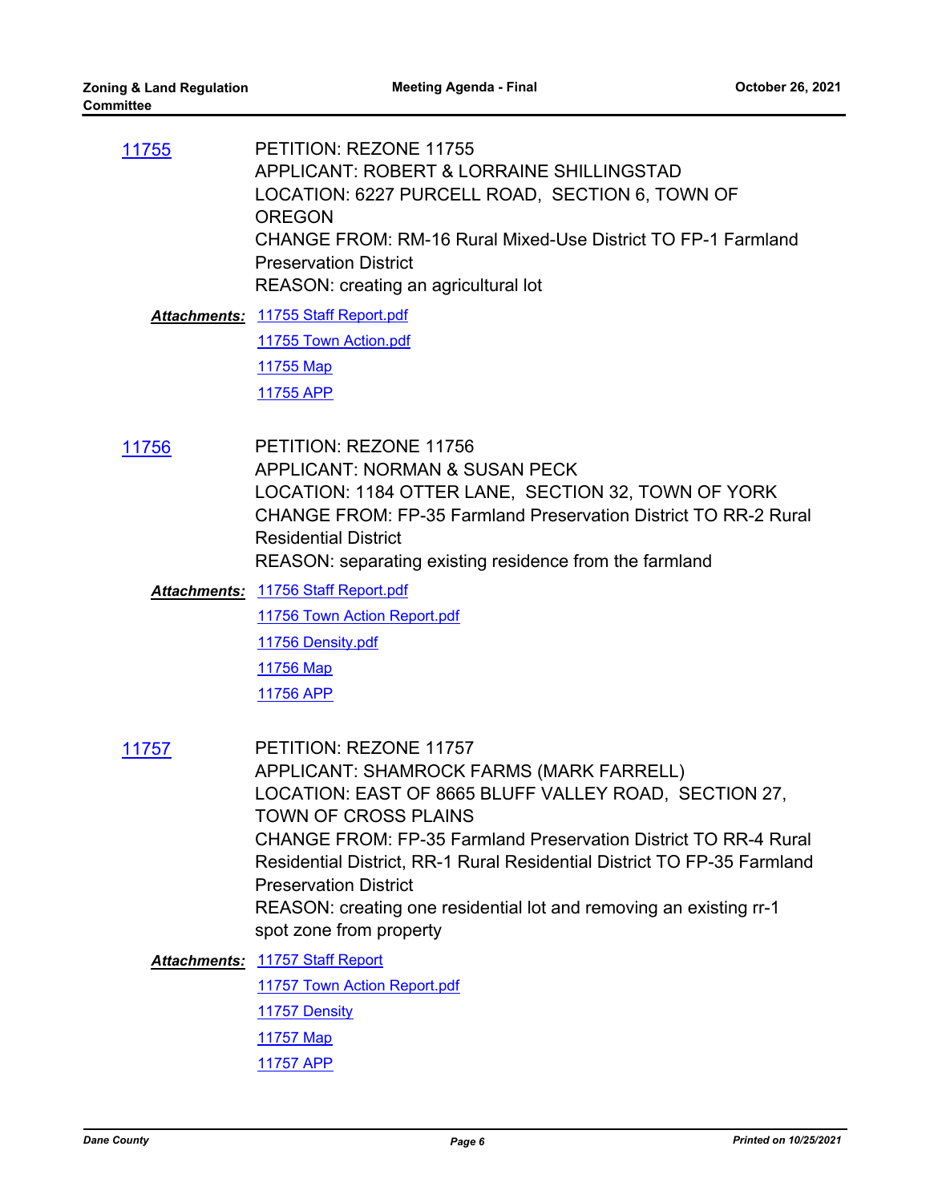11755

PETITION: REZONE 11755
APPLICANT: ROBERT & LORRAINE SHILLINGSTAD
LOCATION: 6227 PURCELL ROAD, SECTION 6, TOWN OF OREGON
CHANGE FROM: RM-16 Rural Mixed-Use District TO FP-1 Farmland Preservation District
REASON: creating an agricultural lot

***Attachments:*** 11755 Staff Report.pdf
11755 Town Action.pdf
11755 Map
11755 APP

11756

PETITION: REZONE 11756
APPLICANT: NORMAN & SUSAN PECK
LOCATION: 1184 OTTER LANE, SECTION 32, TOWN OF YORK
CHANGE FROM: FP-35 Farmland Preservation District TO RR-2 Rural Residential District
REASON: separating existing residence from the farmland

***Attachments:*** 11756 Staff Report.pdf
11756 Town Action Report.pdf
11756 Density.pdf
11756 Map
11756 APP

11757

PETITION: REZONE 11757
APPLICANT: SHAMROCK FARMS (MARK FARRELL)
LOCATION: EAST OF 8665 BLUFF VALLEY ROAD, SECTION 27, TOWN OF CROSS PLAINS
CHANGE FROM: FP-35 Farmland Preservation District TO RR-4 Rural Residential District, RR-1 Rural Residential District TO FP-35 Farmland Preservation District
REASON: creating one residential lot and removing an existing rr-1 spot zone from property

***Attachments:*** 11757 Staff Report
11757 Town Action Report.pdf
11757 Density
11757 Map
11757 APP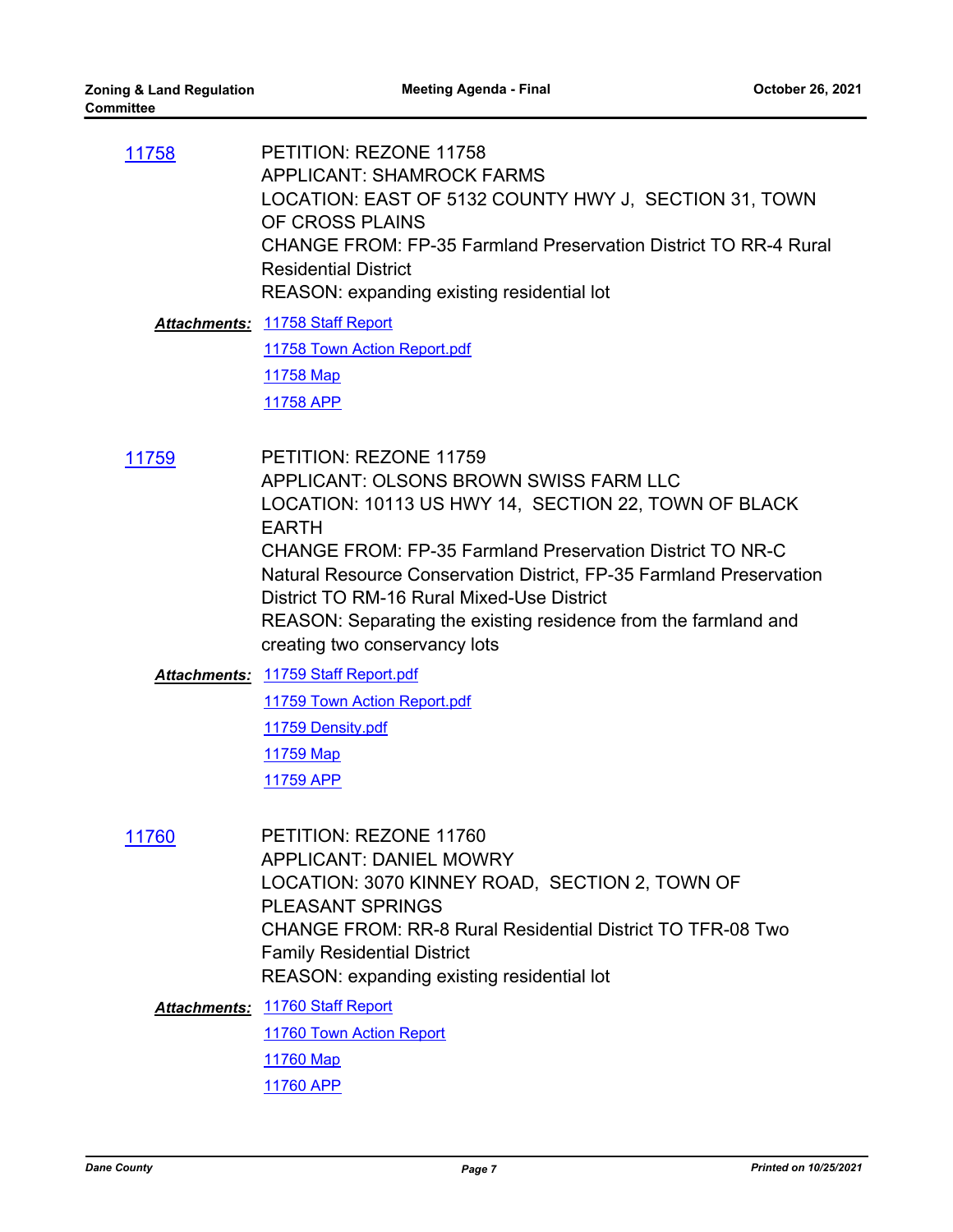11758 PETITION: REZONE 11758
APPLICANT: SHAMROCK FARMS
LOCATION: EAST OF 5132 COUNTY HWY J, SECTION 31, TOWN OF CROSS PLAINS
CHANGE FROM: FP-35 Farmland Preservation District TO RR-4 Rural Residential District
REASON: expanding existing residential lot

***Attachments:*** 11758 Staff Report
11758 Town Action Report.pdf
11758 Map
11758 APP

11759 PETITION: REZONE 11759
APPLICANT: OLSONS BROWN SWISS FARM LLC
LOCATION: 10113 US HWY 14, SECTION 22, TOWN OF BLACK EARTH
CHANGE FROM: FP-35 Farmland Preservation District TO NR-C Natural Resource Conservation District, FP-35 Farmland Preservation District TO RM-16 Rural Mixed-Use District
REASON: Separating the existing residence from the farmland and creating two conservancy lots

***Attachments:*** 11759 Staff Report.pdf
11759 Town Action Report.pdf
11759 Density.pdf
11759 Map
11759 APP

11760 PETITION: REZONE 11760
APPLICANT: DANIEL MOWRY
LOCATION: 3070 KINNEY ROAD, SECTION 2, TOWN OF PLEASANT SPRINGS
CHANGE FROM: RR-8 Rural Residential District TO TFR-08 Two Family Residential District
REASON: expanding existing residential lot

***Attachments:*** 11760 Staff Report
11760 Town Action Report
11760 Map
11760 APP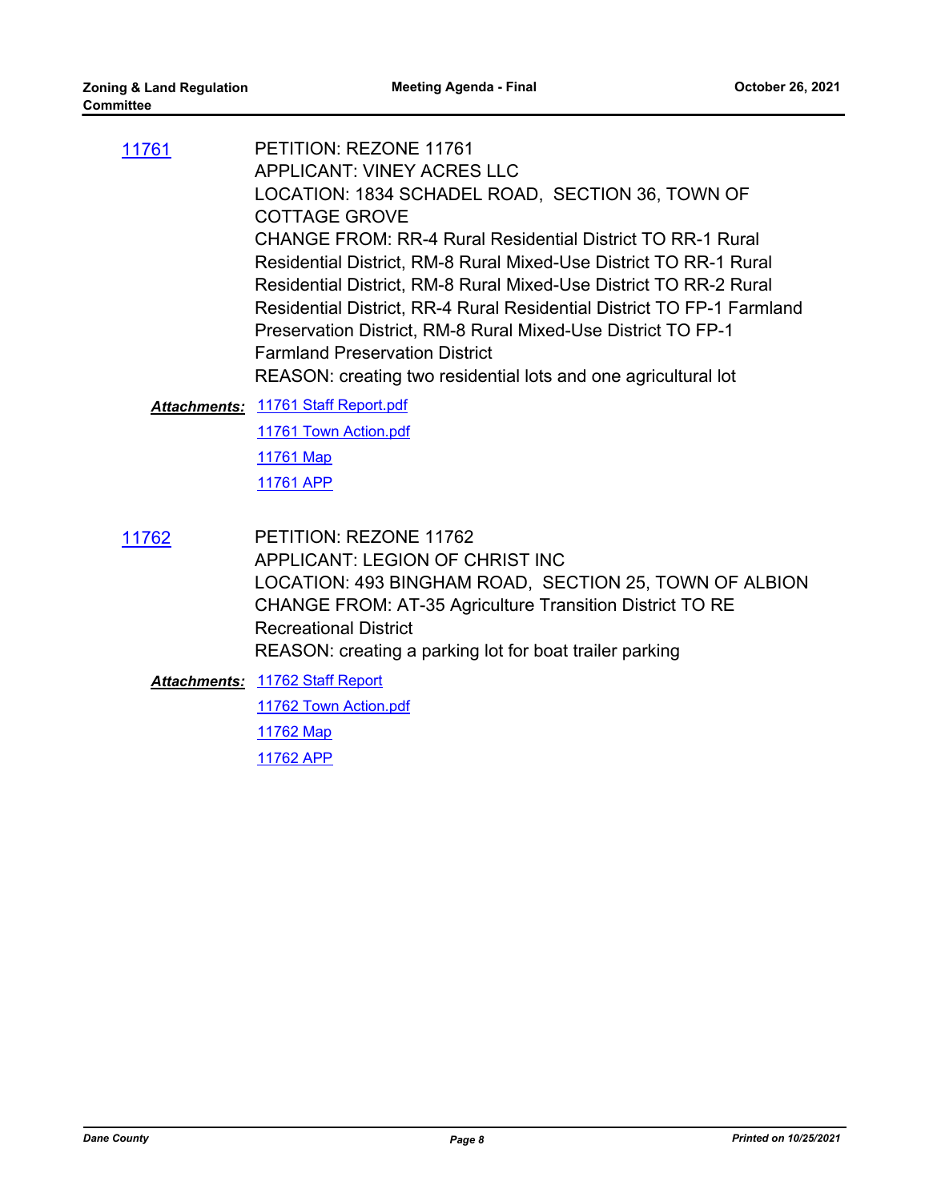11761

PETITION: REZONE 11761
APPLICANT: VINEY ACRES LLC
LOCATION: 1834 SCHADEL ROAD, SECTION 36, TOWN OF COTTAGE GROVE
CHANGE FROM: RR-4 Rural Residential District TO RR-1 Rural Residential District, RM-8 Rural Mixed-Use District TO RR-1 Rural Residential District, RM-8 Rural Mixed-Use District TO RR-2 Rural Residential District, RR-4 Rural Residential District TO FP-1 Farmland Preservation District, RM-8 Rural Mixed-Use District TO FP-1 Farmland Preservation District
REASON: creating two residential lots and one agricultural lot

***Attachments:*** 11761 Staff Report.pdf
11761 Town Action.pdf
11761 Map
11761 APP

11762

PETITION: REZONE 11762
APPLICANT: LEGION OF CHRIST INC
LOCATION: 493 BINGHAM ROAD, SECTION 25, TOWN OF ALBION
CHANGE FROM: AT-35 Agriculture Transition District TO RE Recreational District
REASON: creating a parking lot for boat trailer parking

***Attachments:*** 11762 Staff Report
11762 Town Action.pdf
11762 Map
11762 APP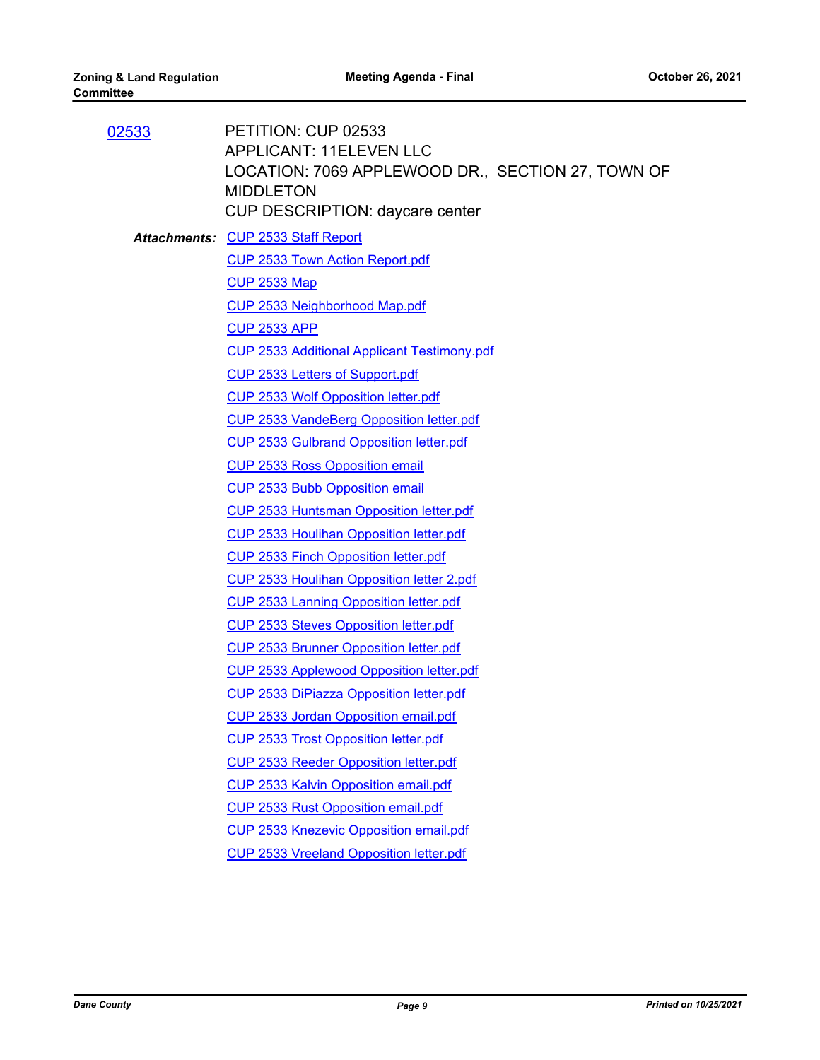02533

PETITION: CUP 02533
APPLICANT: 11ELEVEN LLC
LOCATION: 7069 APPLEWOOD DR., SECTION 27, TOWN OF MIDDLETON
CUP DESCRIPTION: daycare center

***Attachments:***
CUP 2533 Staff Report
CUP 2533 Town Action Report.pdf
CUP 2533 Map
CUP 2533 Neighborhood Map.pdf
CUP 2533 APP
CUP 2533 Additional Applicant Testimony.pdf
CUP 2533 Letters of Support.pdf
CUP 2533 Wolf Opposition letter.pdf
CUP 2533 VandeBerg Opposition letter.pdf
CUP 2533 Gulbrand Opposition letter.pdf
CUP 2533 Ross Opposition email
CUP 2533 Bubb Opposition email
CUP 2533 Huntsman Opposition letter.pdf
CUP 2533 Houlihan Opposition letter.pdf
CUP 2533 Finch Opposition letter.pdf
CUP 2533 Houlihan Opposition letter 2.pdf
CUP 2533 Lanning Opposition letter.pdf
CUP 2533 Steves Opposition letter.pdf
CUP 2533 Brunner Opposition letter.pdf
CUP 2533 Applewood Opposition letter.pdf
CUP 2533 DiPiazza Opposition letter.pdf
CUP 2533 Jordan Opposition email.pdf
CUP 2533 Trost Opposition letter.pdf
CUP 2533 Reeder Opposition letter.pdf
CUP 2533 Kalvin Opposition email.pdf
CUP 2533 Rust Opposition email.pdf
CUP 2533 Knezevic Opposition email.pdf
CUP 2533 Vreeland Opposition letter.pdf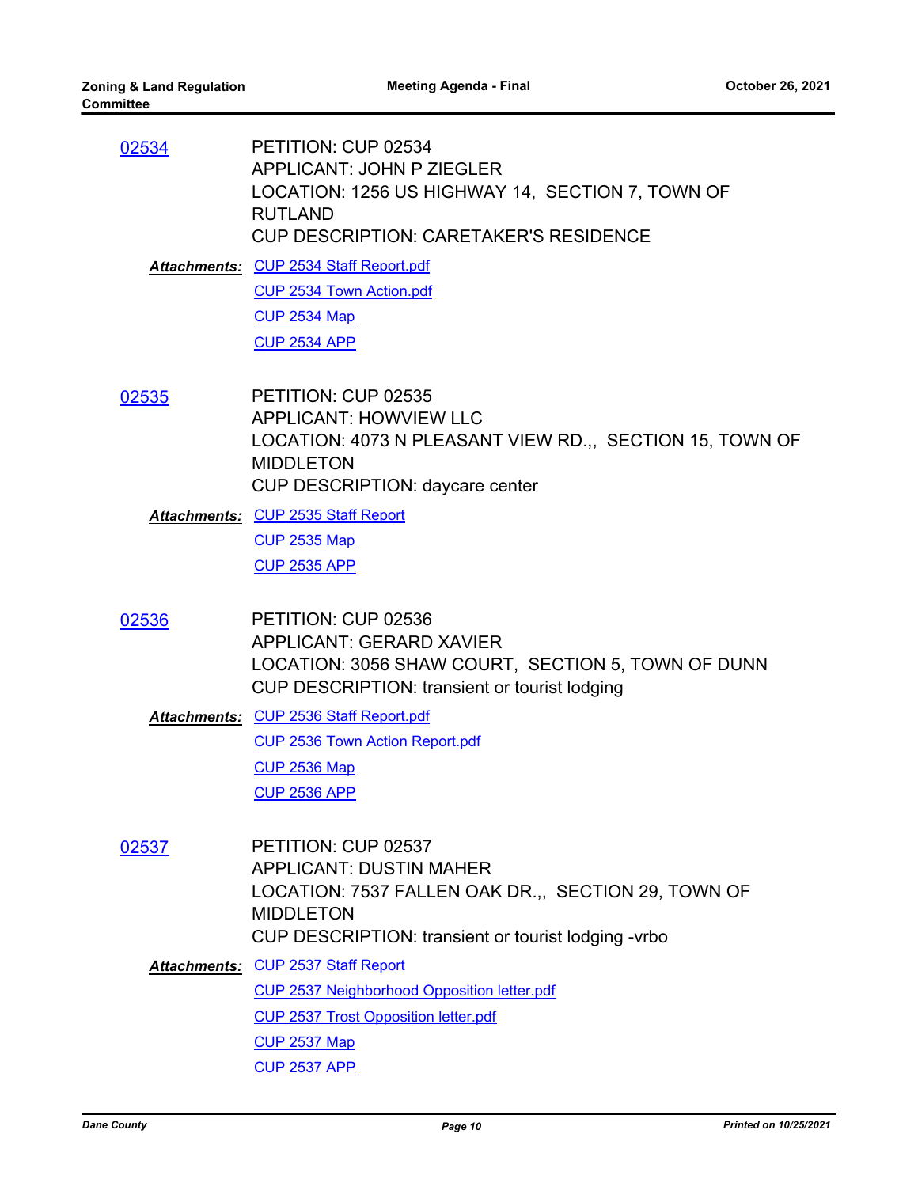02534

PETITION: CUP 02534
APPLICANT: JOHN P ZIEGLER
LOCATION: 1256 US HIGHWAY 14, SECTION 7, TOWN OF RUTLAND
CUP DESCRIPTION: CARETAKER'S RESIDENCE

***Attachments:*** CUP 2534 Staff Report.pdf
CUP 2534 Town Action.pdf
CUP 2534 Map
CUP 2534 APP

02535

PETITION: CUP 02535
APPLICANT: HOWVIEW LLC
LOCATION: 4073 N PLEASANT VIEW RD.,, SECTION 15, TOWN OF MIDDLETON
CUP DESCRIPTION: daycare center

***Attachments:*** CUP 2535 Staff Report
CUP 2535 Map
CUP 2535 APP

02536

PETITION: CUP 02536
APPLICANT: GERARD XAVIER
LOCATION: 3056 SHAW COURT, SECTION 5, TOWN OF DUNN
CUP DESCRIPTION: transient or tourist lodging

***Attachments:*** CUP 2536 Staff Report.pdf
CUP 2536 Town Action Report.pdf
CUP 2536 Map
CUP 2536 APP

02537

PETITION: CUP 02537
APPLICANT: DUSTIN MAHER
LOCATION: 7537 FALLEN OAK DR.,, SECTION 29, TOWN OF MIDDLETON
CUP DESCRIPTION: transient or tourist lodging -vrbo

***Attachments:*** CUP 2537 Staff Report
CUP 2537 Neighborhood Opposition letter.pdf
CUP 2537 Trost Opposition letter.pdf
CUP 2537 Map
CUP 2537 APP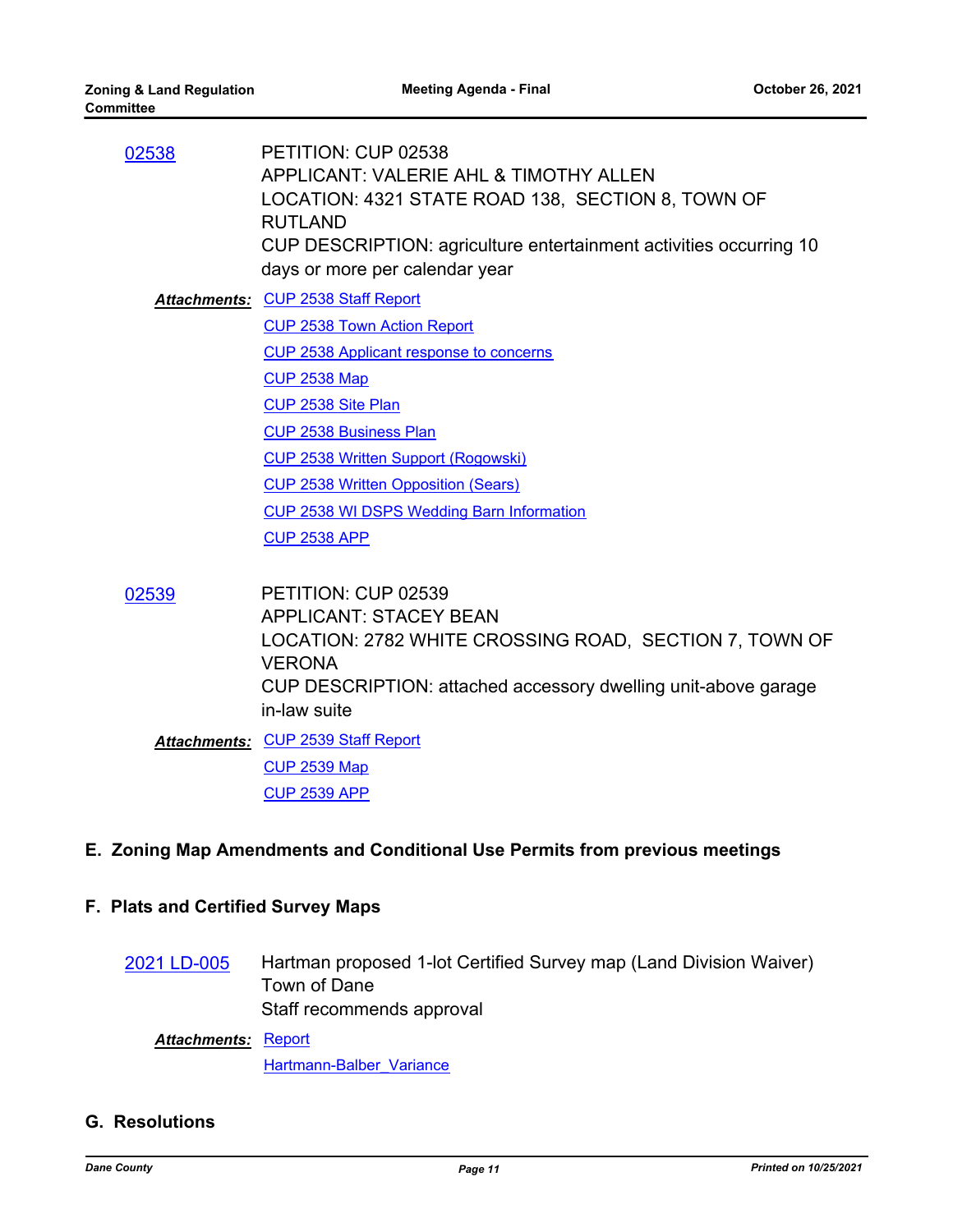02538

PETITION: CUP 02538
APPLICANT: VALERIE AHL & TIMOTHY ALLEN
LOCATION: 4321 STATE ROAD 138, SECTION 8, TOWN OF RUTLAND
CUP DESCRIPTION: agriculture entertainment activities occurring 10 days or more per calendar year

***Attachments:*** CUP 2538 Staff Report
CUP 2538 Town Action Report
CUP 2538 Applicant response to concerns
CUP 2538 Map
CUP 2538 Site Plan
CUP 2538 Business Plan
CUP 2538 Written Support (Rogowski)
CUP 2538 Written Opposition (Sears)
CUP 2538 WI DSPS Wedding Barn Information
CUP 2538 APP

02539

PETITION: CUP 02539
APPLICANT: STACEY BEAN
LOCATION: 2782 WHITE CROSSING ROAD, SECTION 7, TOWN OF VERONA
CUP DESCRIPTION: attached accessory dwelling unit-above garage in-law suite

***Attachments:*** CUP 2539 Staff Report
CUP 2539 Map
CUP 2539 APP

## E. Zoning Map Amendments and Conditional Use Permits from previous meetings

## F. Plats and Certified Survey Maps

2021 LD-005

Hartman proposed 1-lot Certified Survey map (Land Division Waiver)
Town of Dane
Staff recommends approval

***Attachments:*** Report
Hartmann-Balber_Variance

## G. Resolutions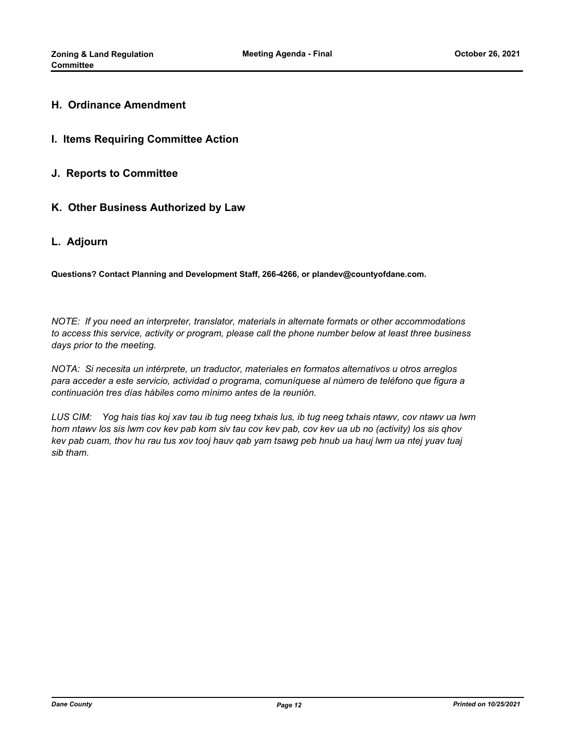## H. Ordinance Amendment

## I. Items Requiring Committee Action

## J. Reports to Committee

## K. Other Business Authorized by Law

## L. Adjourn

**Questions? Contact Planning and Development Staff, 266-4266, or plandev@countyofdane.com.**

*NOTE: If you need an interpreter, translator, materials in alternate formats or other accommodations to access this service, activity or program, please call the phone number below at least three business days prior to the meeting.*

*NOTA: Si necesita un intérprete, un traductor, materiales en formatos alternativos u otros arreglos para acceder a este servicio, actividad o programa, comuníquese al número de teléfono que figura a continuación tres días hábiles como mínimo antes de la reunión.*

*LUS CIM: Yog hais tias koj xav tau ib tug neeg txhais lus, ib tug neeg txhais ntawv, cov ntawv ua lwm hom ntawv los sis lwm cov kev pab kom siv tau cov kev pab, cov kev ua ub no (activity) los sis qhov kev pab cuam, thov hu rau tus xov tooj hauv qab yam tsawg peb hnub ua hauj lwm ua ntej yuav tuaj sib tham.*